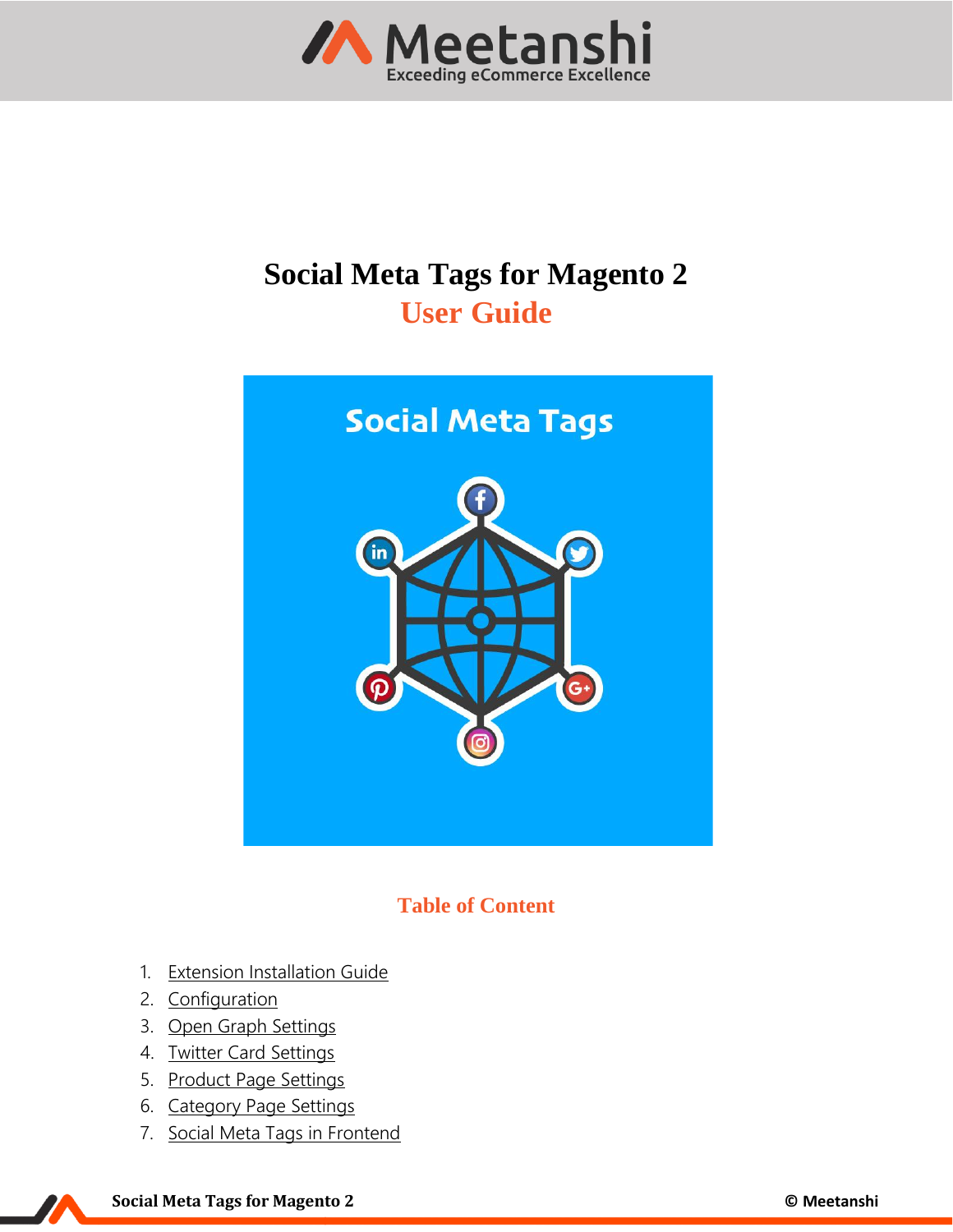# Social Meta Tags for Magento 2

## User Guide

### Table of Content

1. Extension Installation Guide
2. Configuration
3. Open Graph Settings
4. Twitter Card Settings
5. Product Page Settings
6. Category Page Settings
7. Social Meta Tags in Frontend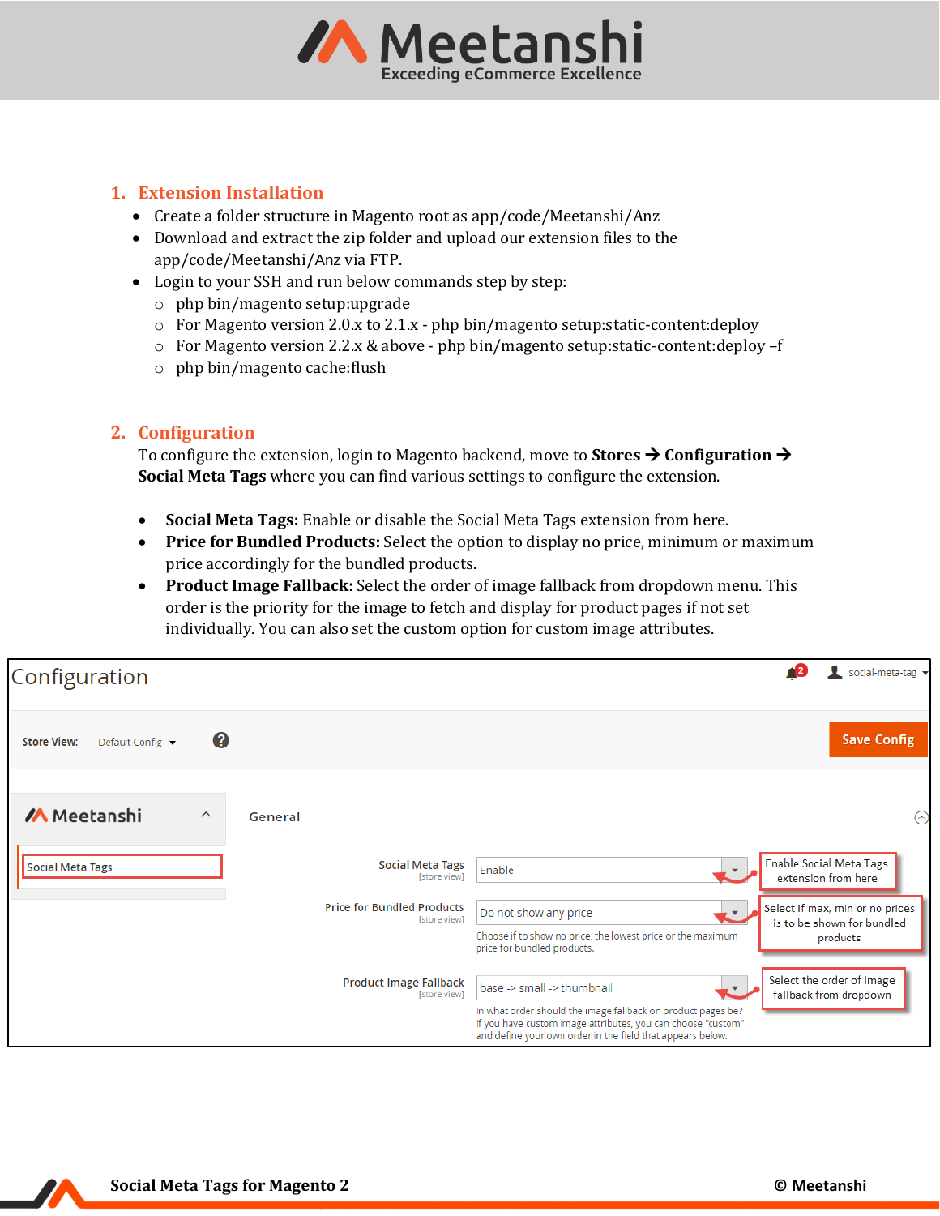## 1. Extension Installation

- Create a folder structure in Magento root as app/code/Meetanshi/Anz
- Download and extract the zip folder and upload our extension files to the app/code/Meetanshi/Anz via FTP.
- Login to your SSH and run below commands step by step:
  - php bin/magento setup:upgrade
  - For Magento version 2.0.x to 2.1.x - php bin/magento setup:static-content:deploy
  - For Magento version 2.2.x & above - php bin/magento setup:static-content:deploy –f
  - php bin/magento cache:flush

## 2. Configuration

To configure the extension, login to Magento backend, move to **Stores → Configuration → Social Meta Tags** where you can find various settings to configure the extension.

- **Social Meta Tags:** Enable or disable the Social Meta Tags extension from here.
- **Price for Bundled Products:** Select the option to display no price, minimum or maximum price accordingly for the bundled products.
- **Product Image Fallback:** Select the order of image fallback from dropdown menu. This order is the priority for the image to fetch and display for product pages if not set individually. You can also set the custom option for custom image attributes.

Configuration

Store View: Default Config

Save Config

Meetanshi

Social Meta Tags

General

Social Meta Tags [store view] — Enable

Enable Social Meta Tags extension from here

Price for Bundled Products [store view] — Do not show any price

Choose if to show no price, the lowest price or the maximum price for bundled products.

Select if max, min or no prices is to be shown for bundled products

Product Image Fallback [store view] — base -> small -> thumbnail

In what order should the image fallback on product pages be? If you have custom image attributes, you can choose "custom" and define your own order in the field that appears below.

Select the order of image fallback from dropdown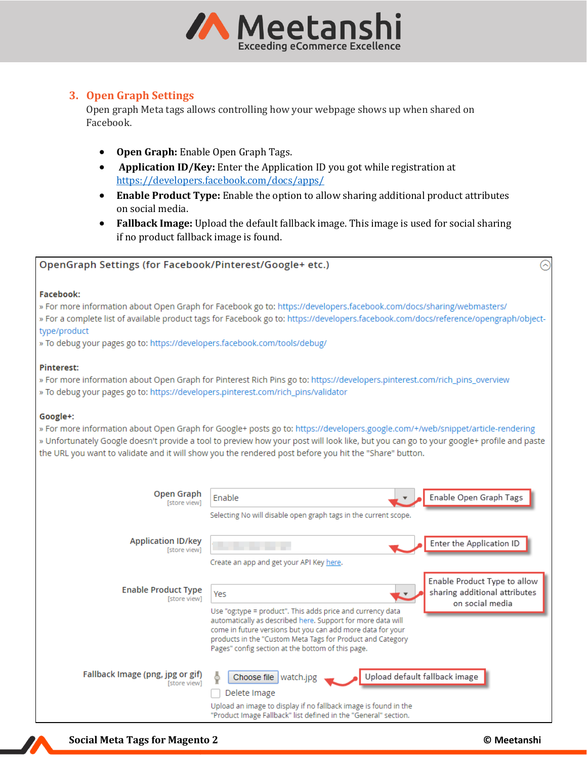## 3. Open Graph Settings

Open graph Meta tags allows controlling how your webpage shows up when shared on Facebook.

- **Open Graph:** Enable Open Graph Tags.
- **Application ID/Key:** Enter the Application ID you got while registration at https://developers.facebook.com/docs/apps/
- **Enable Product Type:** Enable the option to allow sharing additional product attributes on social media.
- **Fallback Image:** Upload the default fallback image. This image is used for social sharing if no product fallback image is found.

OpenGraph Settings (for Facebook/Pinterest/Google+ etc.)

**Facebook:**

» For more information about Open Graph for Facebook go to: https://developers.facebook.com/docs/sharing/webmasters/
» For a complete list of available product tags for Facebook go to: https://developers.facebook.com/docs/reference/opengraph/object-type/product
» To debug your pages go to: https://developers.facebook.com/tools/debug/

**Pinterest:**

» For more information about Open Graph for Pinterest Rich Pins go to: https://developers.pinterest.com/rich_pins_overview
» To debug your pages go to: https://developers.pinterest.com/rich_pins/validator

**Google+:**

» For more information about Open Graph for Google+ posts go to: https://developers.google.com/+/web/snippet/article-rendering
» Unfortunately Google doesn't provide a tool to preview how your post will look like, but you can go to your google+ profile and paste the URL you want to validate and it will show you the rendered post before you hit the "Share" button.

Open Graph [store view]: Enable — Enable Open Graph Tags
Selecting No will disable open graph tags in the current scope.

Application ID/key [store view]: — Enter the Application ID
Create an app and get your API Key here.

Enable Product Type [store view]: Yes — Enable Product Type to allow sharing additional attributes on social media
Use "og:type = product". This adds price and currency data automatically as described here. Support for more data will come in future versions but you can add more data for your products in the "Custom Meta Tags for Product and Category Pages" config section at the bottom of this page.

Fallback Image (png, jpg or gif) [store view]: Choose file watch.jpg — Upload default fallback image
Delete Image
Upload an image to display if no fallback image is found in the "Product Image Fallback" list defined in the "General" section.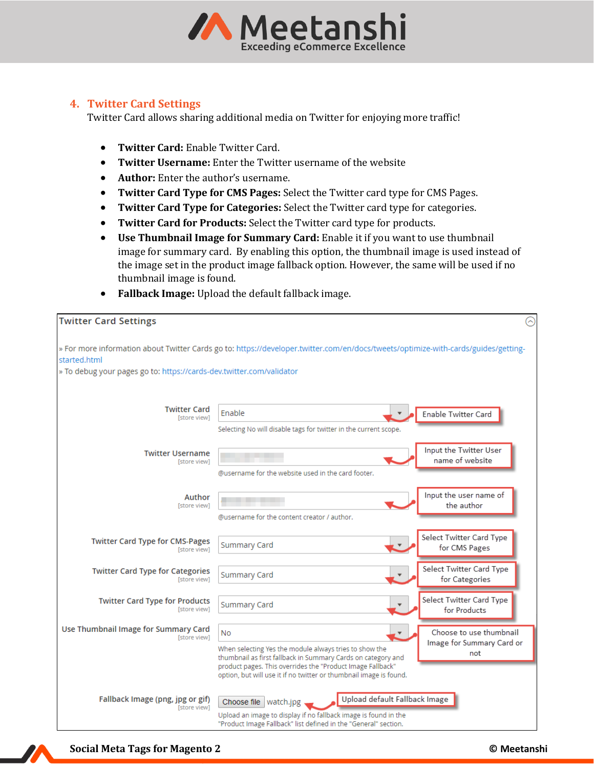## 4. Twitter Card Settings

Twitter Card allows sharing additional media on Twitter for enjoying more traffic!

- **Twitter Card:** Enable Twitter Card.
- **Twitter Username:** Enter the Twitter username of the website
- **Author:** Enter the author's username.
- **Twitter Card Type for CMS Pages:** Select the Twitter card type for CMS Pages.
- **Twitter Card Type for Categories:** Select the Twitter card type for categories.
- **Twitter Card for Products:** Select the Twitter card type for products.
- **Use Thumbnail Image for Summary Card:** Enable it if you want to use thumbnail image for summary card. By enabling this option, the thumbnail image is used instead of the image set in the product image fallback option. However, the same will be used if no thumbnail image is found.
- **Fallback Image:** Upload the default fallback image.

Twitter Card Settings

» For more information about Twitter Cards go to: https://developer.twitter.com/en/docs/tweets/optimize-with-cards/guides/getting-started.html
» To debug your pages go to: https://cards-dev.twitter.com/validator

Twitter Card [store view] — Enable — Enable Twitter Card
Selecting No will disable tags for twitter in the current scope.

Twitter Username [store view] — Input the Twitter User name of website
@username for the website used in the card footer.

Author [store view] — Input the user name of the author
@username for the content creator / author.

Twitter Card Type for CMS-Pages [store view] — Summary Card — Select Twitter Card Type for CMS Pages

Twitter Card Type for Categories [store view] — Summary Card — Select Twitter Card Type for Categories

Twitter Card Type for Products [store view] — Summary Card — Select Twitter Card Type for Products

Use Thumbnail Image for Summary Card [store view] — No — Choose to use thumbnail Image for Summary Card or not
When selecting Yes the module always tries to show the thumbnail as first fallback in Summary Cards on category and product pages. This overrides the "Product Image Fallback" option, but will use it if no twitter or thumbnail image is found.

Fallback Image (png, jpg or gif) [store view] — Choose file watch.jpg — Upload default Fallback Image
Upload an image to display if no fallback image is found in the "Product Image Fallback" list defined in the "General" section.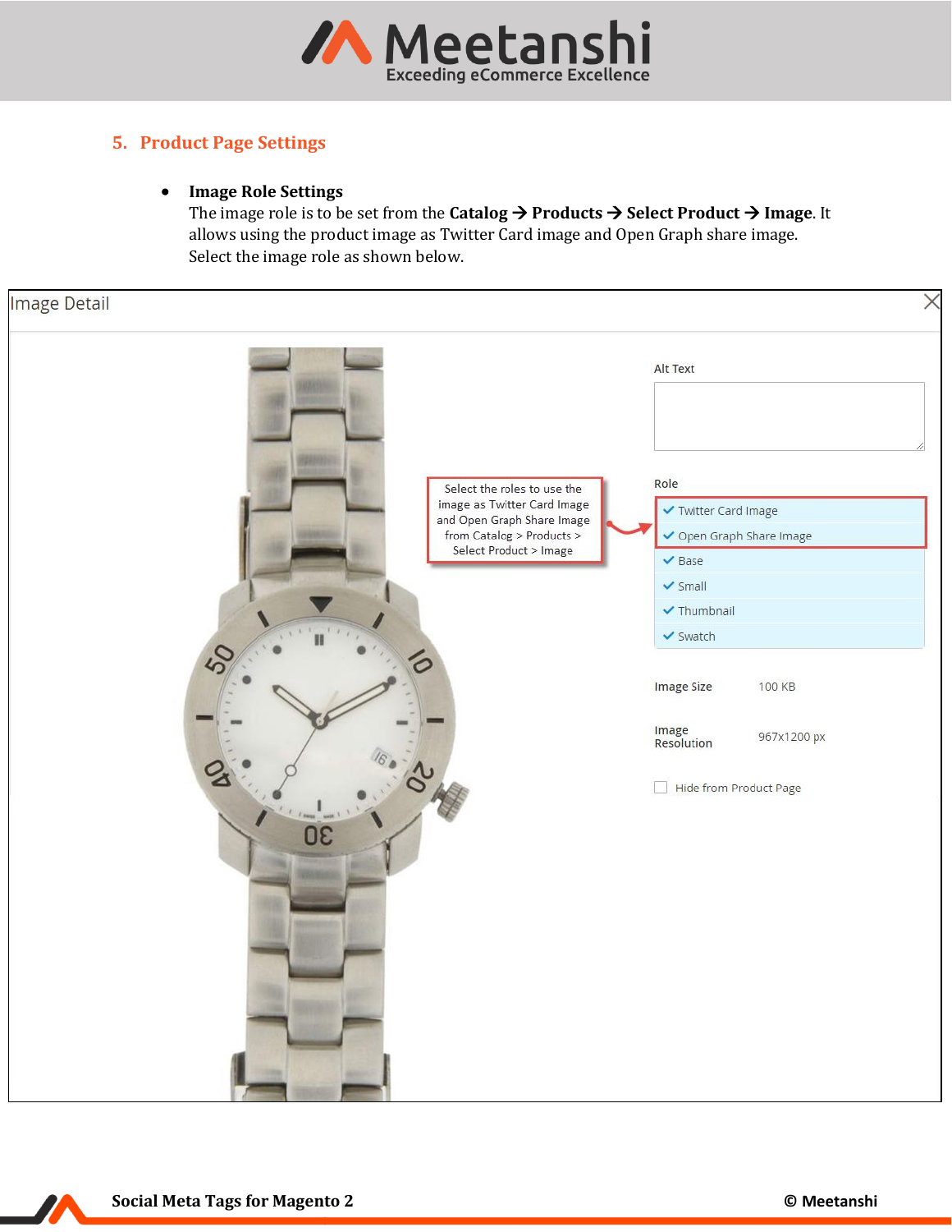## 5. Product Page Settings

- **Image Role Settings**
  The image role is to be set from the **Catalog → Products → Select Product → Image**. It allows using the product image as Twitter Card image and Open Graph share image. Select the image role as shown below.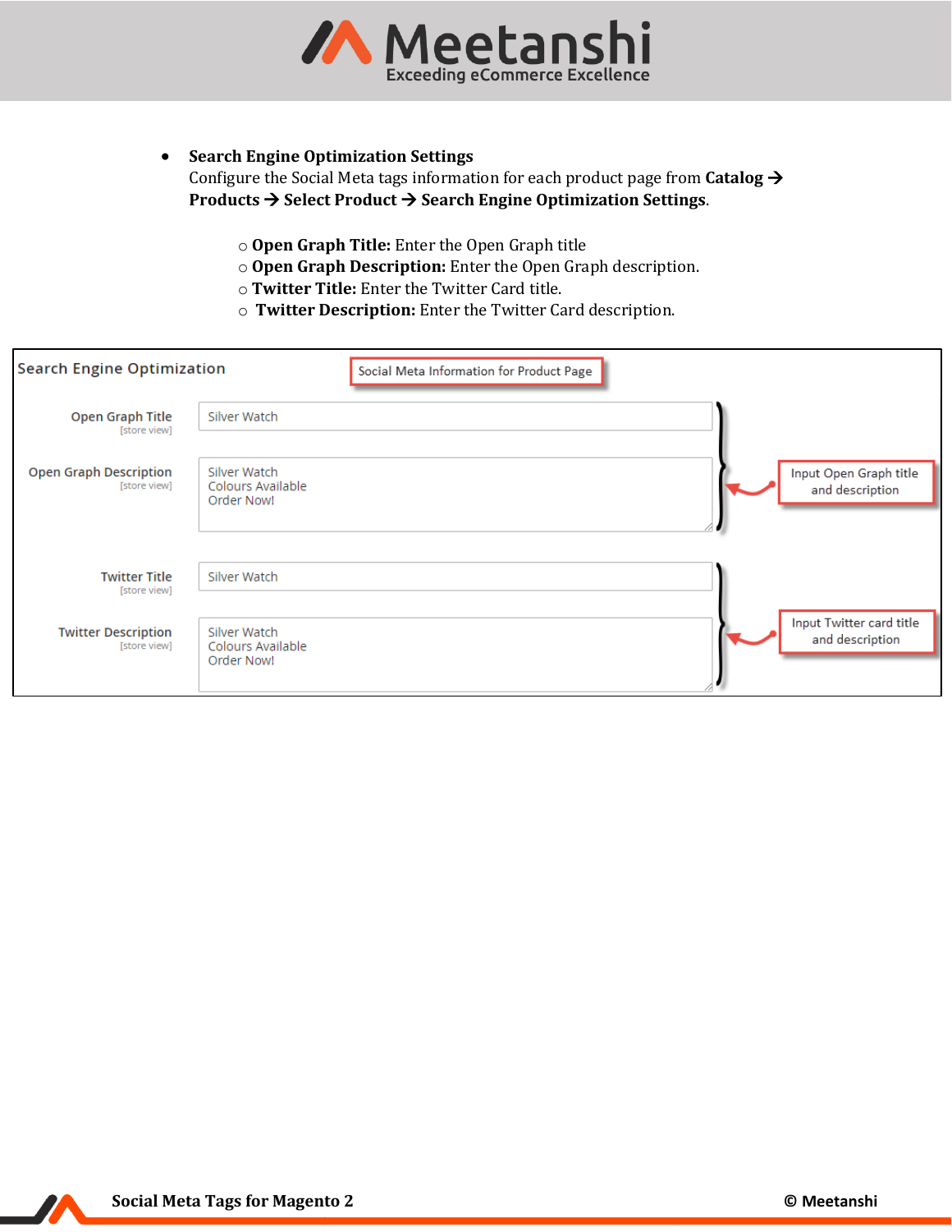- **Search Engine Optimization Settings**
  Configure the Social Meta tags information for each product page from **Catalog → Products → Select Product → Search Engine Optimization Settings**.

    - **Open Graph Title:** Enter the Open Graph title
    - **Open Graph Description:** Enter the Open Graph description.
    - **Twitter Title:** Enter the Twitter Card title.
    - **Twitter Description:** Enter the Twitter Card description.

Search Engine Optimization

Social Meta Information for Product Page

Open Graph Title [store view]
Silver Watch

Open Graph Description [store view]
Silver Watch
Colours Available
Order Now!

Input Open Graph title and description

Twitter Title [store view]
Silver Watch

Twitter Description [store view]
Silver Watch
Colours Available
Order Now!

Input Twitter card title and description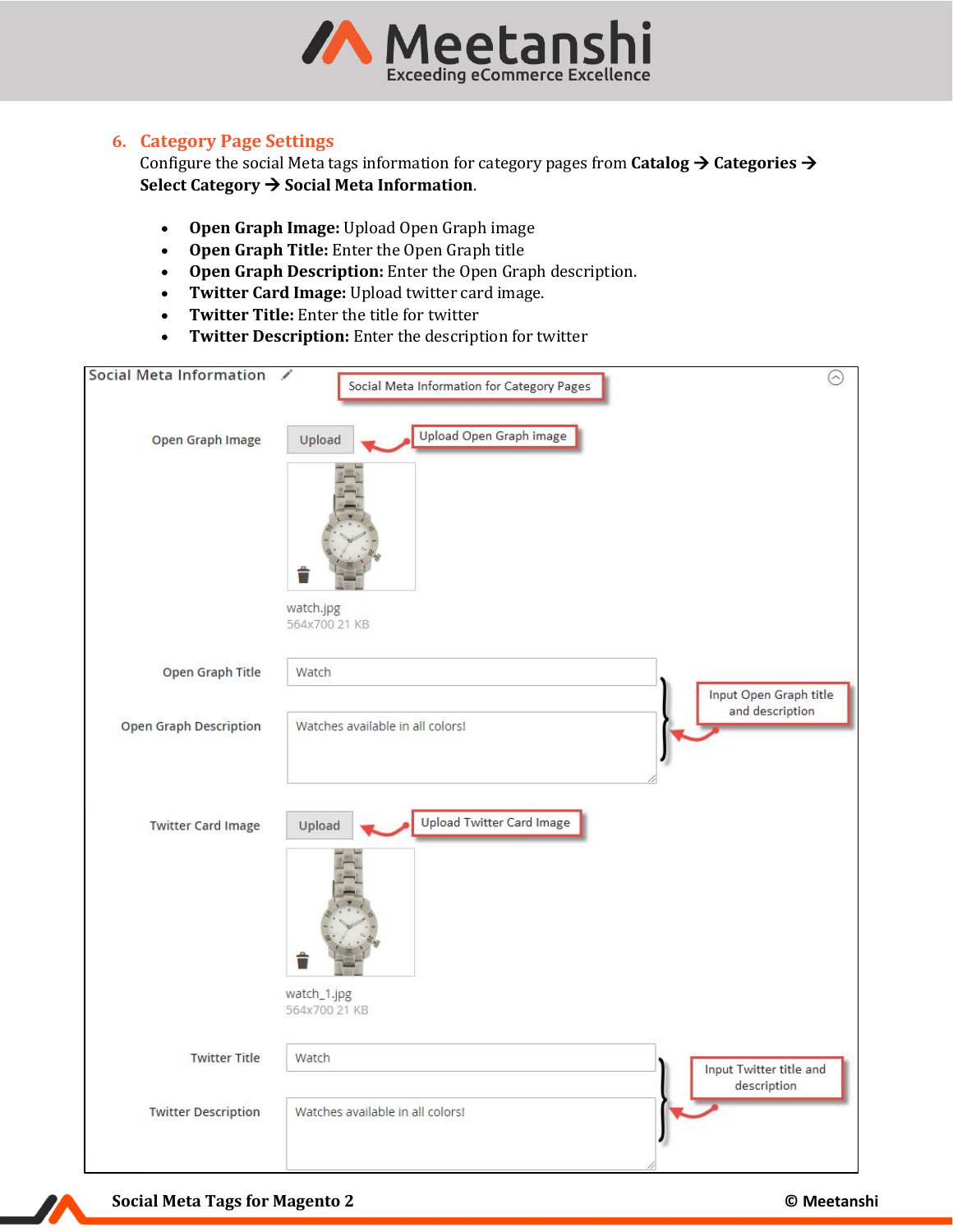## 6. Category Page Settings

Configure the social Meta tags information for category pages from **Catalog → Categories → Select Category → Social Meta Information**.

- **Open Graph Image:** Upload Open Graph image
- **Open Graph Title:** Enter the Open Graph title
- **Open Graph Description:** Enter the Open Graph description.
- **Twitter Card Image:** Upload twitter card image.
- **Twitter Title:** Enter the title for twitter
- **Twitter Description:** Enter the description for twitter

Social Meta Information

Social Meta Information for Category Pages

Open Graph Image
Upload
Upload Open Graph image
watch.jpg
564x700 21 KB

Open Graph Title
Watch

Open Graph Description
Watches available in all colors!

Input Open Graph title and description

Twitter Card Image
Upload
Upload Twitter Card Image
watch_1.jpg
564x700 21 KB

Twitter Title
Watch

Twitter Description
Watches available in all colors!

Input Twitter title and description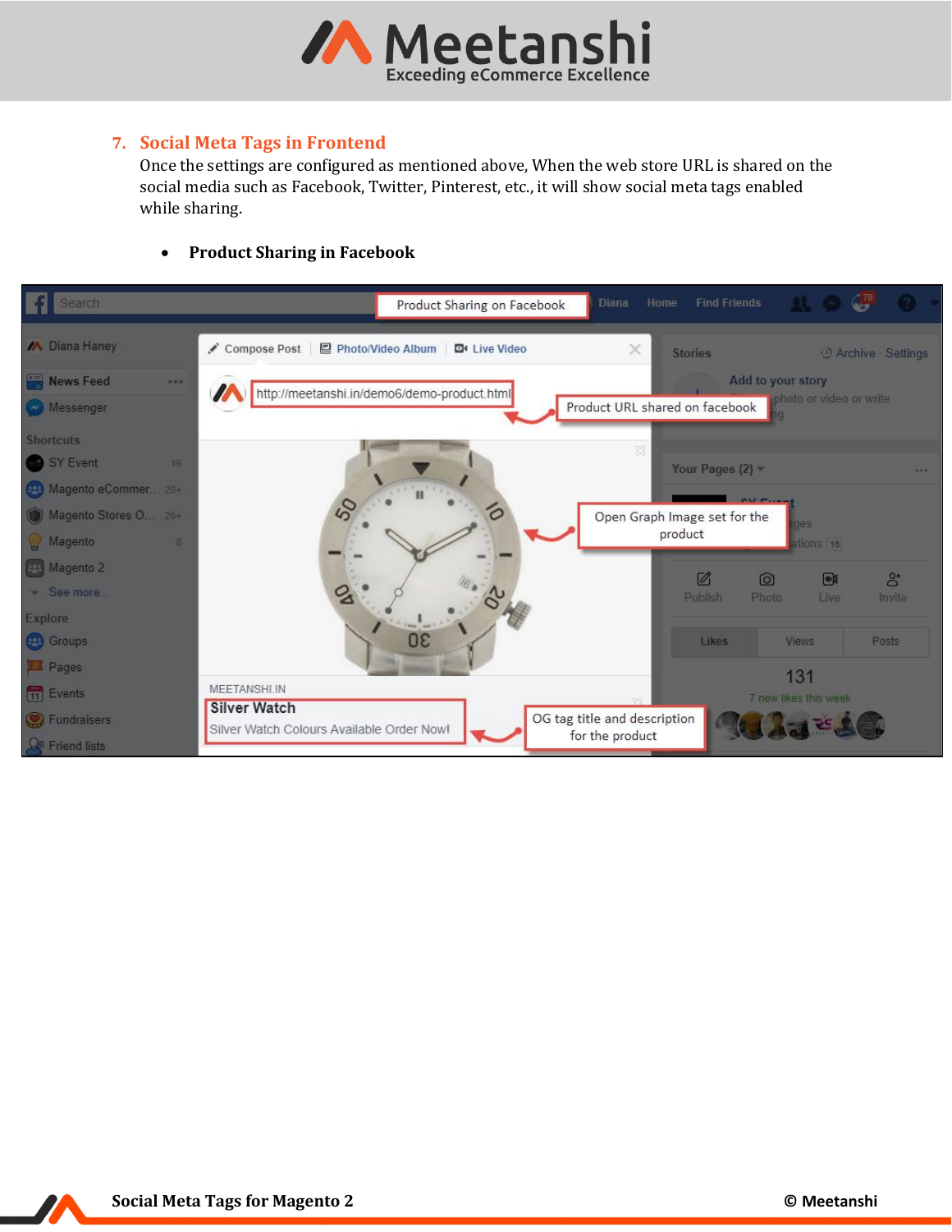## 7. Social Meta Tags in Frontend

Once the settings are configured as mentioned above, When the web store URL is shared on the social media such as Facebook, Twitter, Pinterest, etc., it will show social meta tags enabled while sharing.

- **Product Sharing in Facebook**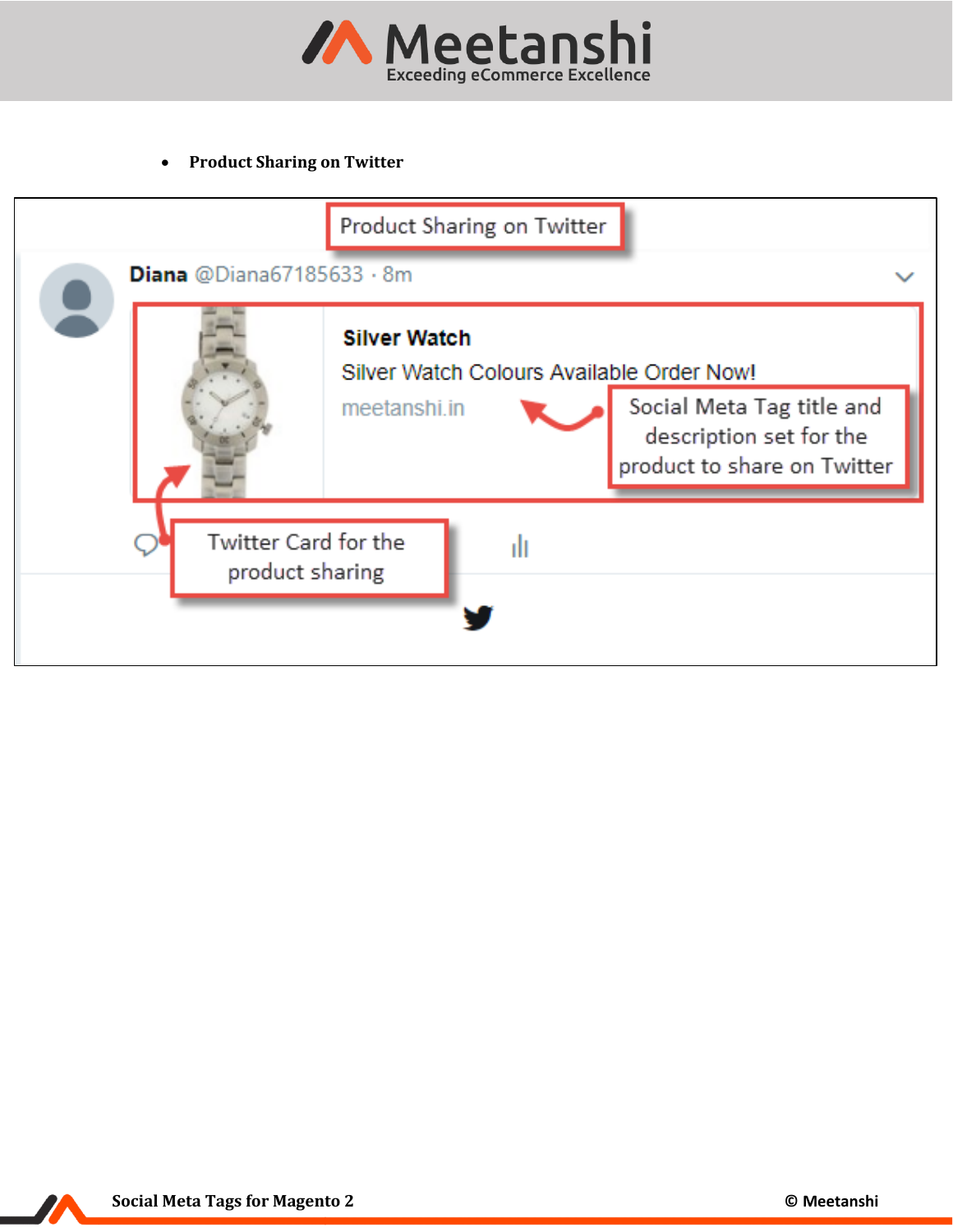- **Product Sharing on Twitter**